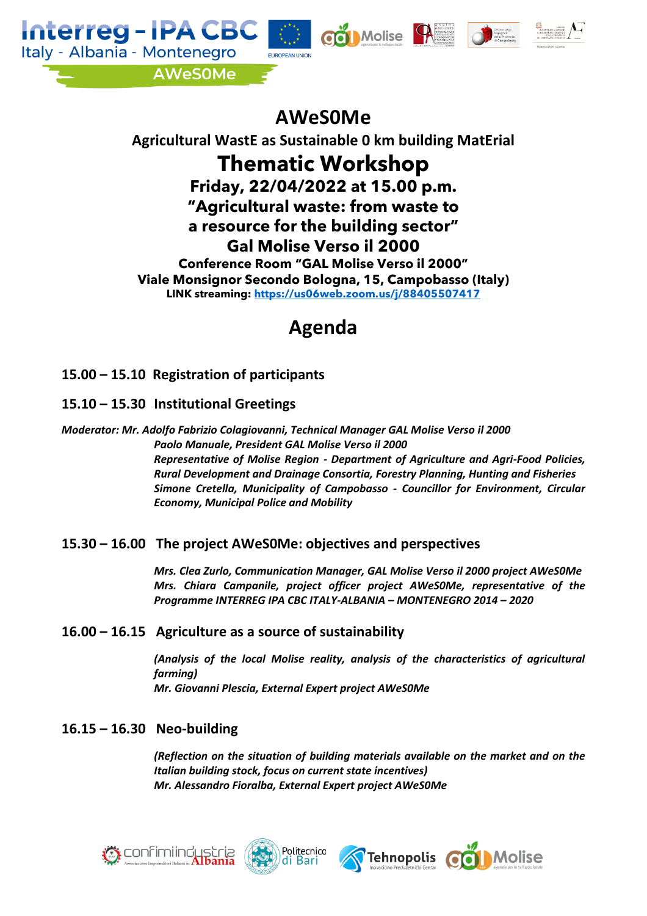Interreg - IPA CBC
Italy - Albania - Montenegro

AWeS0Me

# AWeS0Me

## Agricultural WastE as Sustainable 0 km building MatErial

# Thematic Workshop

## Friday, 22/04/2022 at 15.00 p.m.

## "Agricultural waste: from waste to a resource for the building sector"

## Gal Molise Verso il 2000

**Conference Room "GAL Molise Verso il 2000"**

**Viale Monsignor Secondo Bologna, 15, Campobasso (Italy)**

**LINK streaming: https://us06web.zoom.us/j/88405507417**

# Agenda

**15.00 – 15.10 Registration of participants**

**15.10 – 15.30 Institutional Greetings**

*Moderator: Mr. Adolfo Fabrizio Colagiovanni, Technical Manager GAL Molise Verso il 2000*

*Paolo Manuale, President GAL Molise Verso il 2000*

*Representative of Molise Region - Department of Agriculture and Agri-Food Policies, Rural Development and Drainage Consortia, Forestry Planning, Hunting and Fisheries*

*Simone Cretella, Municipality of Campobasso - Councillor for Environment, Circular Economy, Municipal Police and Mobility*

**15.30 – 16.00 The project AWeS0Me: objectives and perspectives**

*Mrs. Clea Zurlo, Communication Manager, GAL Molise Verso il 2000 project AWeS0Me*

*Mrs. Chiara Campanile, project officer project AWeS0Me, representative of the Programme INTERREG IPA CBC ITALY-ALBANIA – MONTENEGRO 2014 – 2020*

**16.00 – 16.15 Agriculture as a source of sustainability**

*(Analysis of the local Molise reality, analysis of the characteristics of agricultural farming)*

*Mr. Giovanni Plescia, External Expert project AWeS0Me*

**16.15 – 16.30 Neo-building**

*(Reflection on the situation of building materials available on the market and on the Italian building stock, focus on current state incentives)*

*Mr. Alessandro Fioralba, External Expert project AWeS0Me*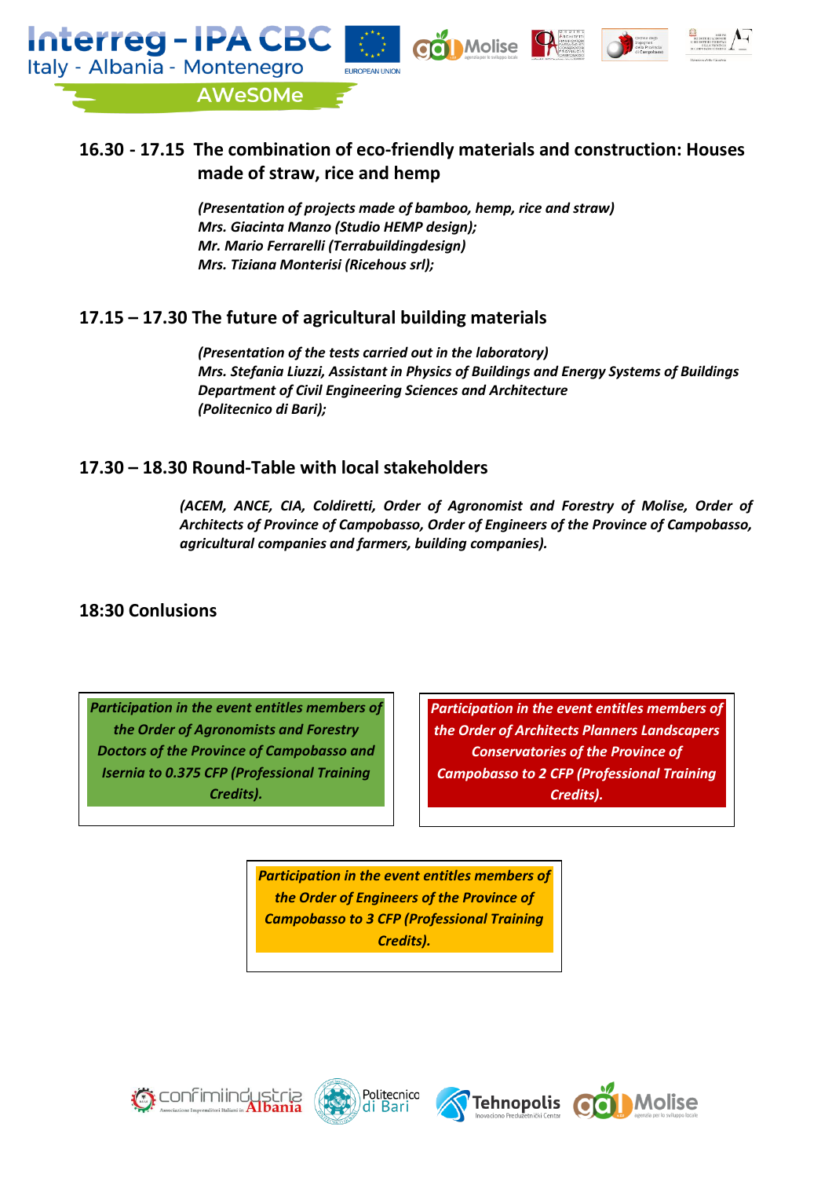**16.30 - 17.15 The combination of eco-friendly materials and construction: Houses made of straw, rice and hemp**

***(Presentation of projects made of bamboo, hemp, rice and straw)***
***Mrs. Giacinta Manzo (Studio HEMP design);***
***Mr. Mario Ferrarelli (Terrabuildingdesign)***
***Mrs. Tiziana Monterisi (Ricehous srl);***

**17.15 – 17.30 The future of agricultural building materials**

***(Presentation of the tests carried out in the laboratory)***
***Mrs. Stefania Liuzzi, Assistant in Physics of Buildings and Energy Systems of Buildings***
***Department of Civil Engineering Sciences and Architecture***
***(Politecnico di Bari);***

**17.30 – 18.30 Round-Table with local stakeholders**

***(ACEM, ANCE, CIA, Coldiretti, Order of Agronomist and Forestry of Molise, Order of Architects of Province of Campobasso, Order of Engineers of the Province of Campobasso, agricultural companies and farmers, building companies).***

**18:30 Conlusions**

***Participation in the event entitles members of the Order of Agronomists and Forestry Doctors of the Province of Campobasso and Isernia to 0.375 CFP (Professional Training Credits).***

***Participation in the event entitles members of the Order of Architects Planners Landscapers Conservatories of the Province of Campobasso to 2 CFP (Professional Training Credits).***

***Participation in the event entitles members of the Order of Engineers of the Province of Campobasso to 3 CFP (Professional Training Credits).***